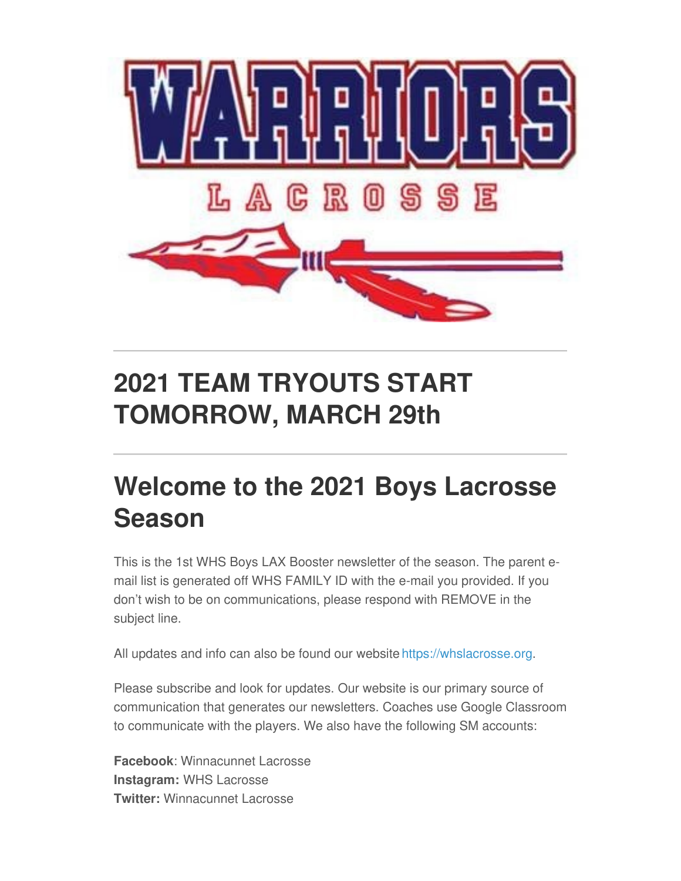# 2021 TEAM TRYOUTS START TOMORROW, MARCH 29th

---

## Welcome to the 2021 Boys Lacrosse Season

This is the 1st WHS Boys LAX Booster newsletter of the season. The parent e-mail list is generated off WHS FAMILY ID with the e-mail you provided. If you don't wish to be on communications, please respond with REMOVE in the subject line.

All updates and info can also be found our website https://whslacrosse.org.

Please subscribe and look for updates. Our website is our primary source of communication that generates our newsletters. Coaches use Google Classroom to communicate with the players. We also have the following SM accounts:

**Facebook**: Winnacunnet Lacrosse
**Instagram:** WHS Lacrosse
**Twitter:** Winnacunnet Lacrosse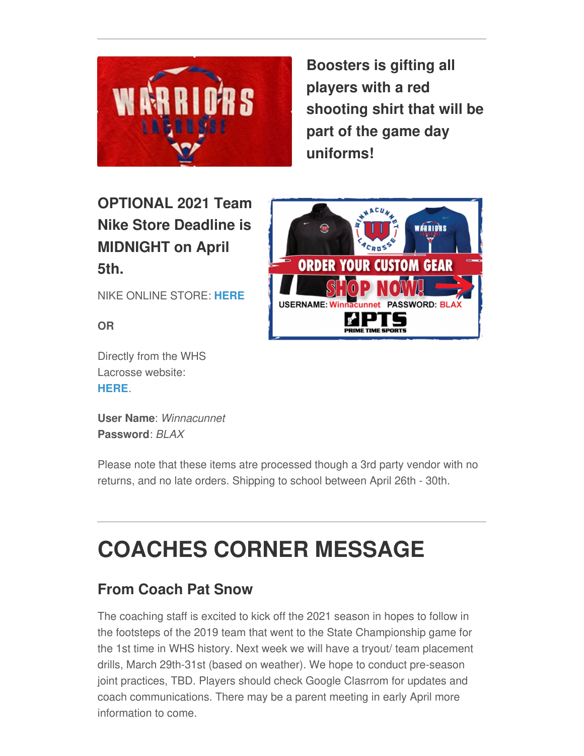**Boosters is gifting all players with a red shooting shirt that will be part of the game day uniforms!**

**OPTIONAL 2021 Team Nike Store Deadline is MIDNIGHT on April 5th.**

NIKE ONLINE STORE: **HERE**

**OR**

Directly from the WHS Lacrosse website: **HERE**.

**User Name**: *Winnacunnet*
**Password**: *BLAX*

Please note that these items atre processed though a 3rd party vendor with no returns, and no late orders. Shipping to school between April 26th - 30th.

# COACHES CORNER MESSAGE

## From Coach Pat Snow

The coaching staff is excited to kick off the 2021 season in hopes to follow in the footsteps of the 2019 team that went to the State Championship game for the 1st time in WHS history. Next week we will have a tryout/ team placement drills, March 29th-31st (based on weather). We hope to conduct pre-season joint practices, TBD. Players should check Google Clasrrom for updates and coach communications. There may be a parent meeting in early April more information to come.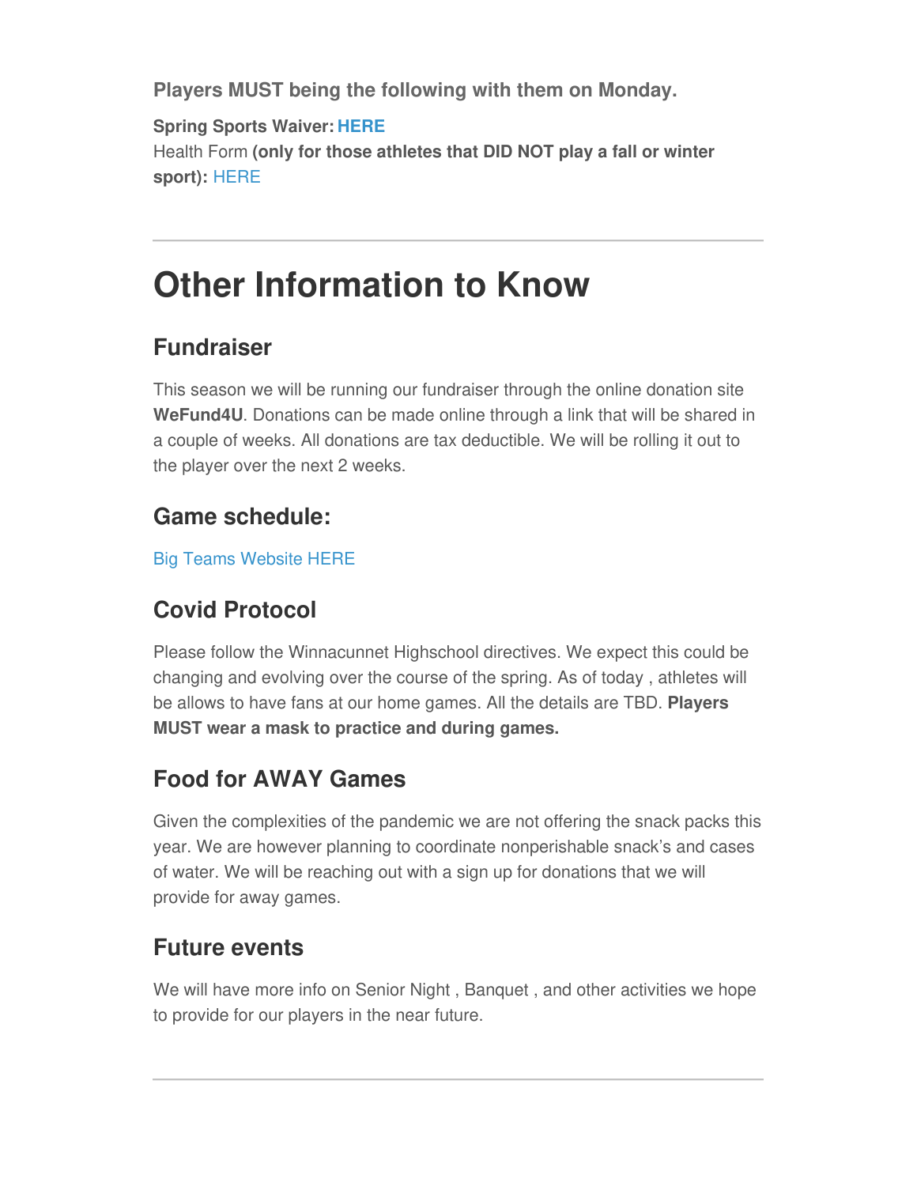**Players MUST being the following with them on Monday.**

**Spring Sports Waiver: HERE**

Health Form **(only for those athletes that DID NOT play a fall or winter sport):** HERE

---

# Other Information to Know

## Fundraiser

This season we will be running our fundraiser through the online donation site **WeFund4U**. Donations can be made online through a link that will be shared in a couple of weeks. All donations are tax deductible. We will be rolling it out to the player over the next 2 weeks.

## Game schedule:

Big Teams Website HERE

## Covid Protocol

Please follow the Winnacunnet Highschool directives. We expect this could be changing and evolving over the course of the spring. As of today , athletes will be allows to have fans at our home games. All the details are TBD. **Players MUST wear a mask to practice and during games.**

## Food for AWAY Games

Given the complexities of the pandemic we are not offering the snack packs this year. We are however planning to coordinate nonperishable snack's and cases of water. We will be reaching out with a sign up for donations that we will provide for away games.

## Future events

We will have more info on Senior Night , Banquet , and other activities we hope to provide for our players in the near future.

---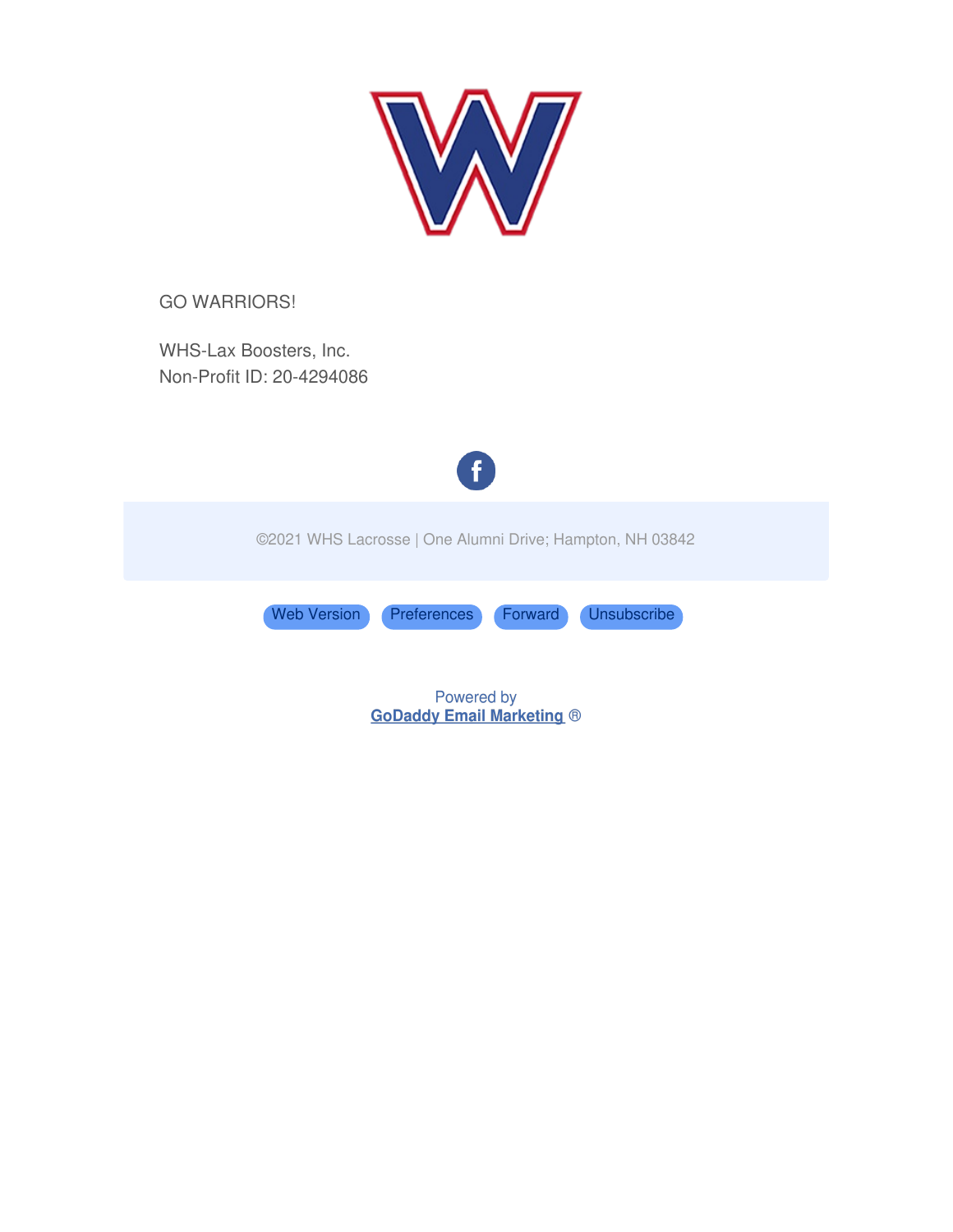GO WARRIORS!

WHS-Lax Boosters, Inc.
Non-Profit ID: 20-4294086

©2021 WHS Lacrosse | One Alumni Drive; Hampton, NH 03842

Web Version Preferences Forward Unsubscribe

Powered by
**GoDaddy Email Marketing** ®